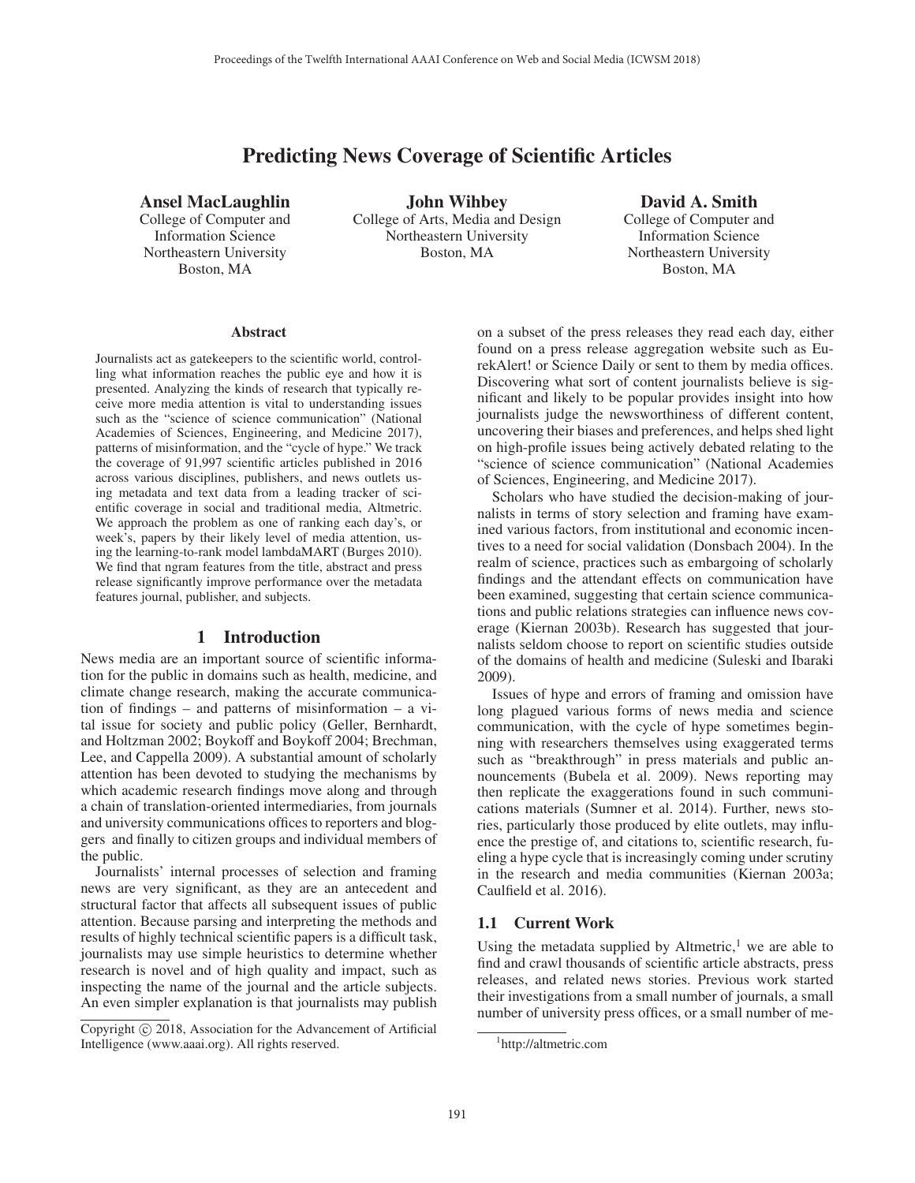# Predicting News Coverage of Scientific Articles

**Ansel MacLaughlin**
College of Computer and Information Science
Northeastern University
Boston, MA

**John Wihbey**
College of Arts, Media and Design
Northeastern University
Boston, MA

**David A. Smith**
College of Computer and Information Science
Northeastern University
Boston, MA

### Abstract

Journalists act as gatekeepers to the scientific world, controlling what information reaches the public eye and how it is presented. Analyzing the kinds of research that typically receive more media attention is vital to understanding issues such as the "science of science communication" (National Academies of Sciences, Engineering, and Medicine 2017), patterns of misinformation, and the "cycle of hype." We track the coverage of 91,997 scientific articles published in 2016 across various disciplines, publishers, and news outlets using metadata and text data from a leading tracker of scientific coverage in social and traditional media, Altmetric. We approach the problem as one of ranking each day's, or week's, papers by their likely level of media attention, using the learning-to-rank model lambdaMART (Burges 2010). We find that ngram features from the title, abstract and press release significantly improve performance over the metadata features journal, publisher, and subjects.

## 1 Introduction

News media are an important source of scientific information for the public in domains such as health, medicine, and climate change research, making the accurate communication of findings – and patterns of misinformation – a vital issue for society and public policy (Geller, Bernhardt, and Holtzman 2002; Boykoff and Boykoff 2004; Brechman, Lee, and Cappella 2009). A substantial amount of scholarly attention has been devoted to studying the mechanisms by which academic research findings move along and through a chain of translation-oriented intermediaries, from journals and university communications offices to reporters and bloggers and finally to citizen groups and individual members of the public.

Journalists' internal processes of selection and framing news are very significant, as they are an antecedent and structural factor that affects all subsequent issues of public attention. Because parsing and interpreting the methods and results of highly technical scientific papers is a difficult task, journalists may use simple heuristics to determine whether research is novel and of high quality and impact, such as inspecting the name of the journal and the article subjects. An even simpler explanation is that journalists may publish on a subset of the press releases they read each day, either found on a press release aggregation website such as EurekAlert! or Science Daily or sent to them by media offices. Discovering what sort of content journalists believe is significant and likely to be popular provides insight into how journalists judge the newsworthiness of different content, uncovering their biases and preferences, and helps shed light on high-profile issues being actively debated relating to the "science of science communication" (National Academies of Sciences, Engineering, and Medicine 2017).

Scholars who have studied the decision-making of journalists in terms of story selection and framing have examined various factors, from institutional and economic incentives to a need for social validation (Donsbach 2004). In the realm of science, practices such as embargoing of scholarly findings and the attendant effects on communication have been examined, suggesting that certain science communications and public relations strategies can influence news coverage (Kiernan 2003b). Research has suggested that journalists seldom choose to report on scientific studies outside of the domains of health and medicine (Suleski and Ibaraki 2009).

Issues of hype and errors of framing and omission have long plagued various forms of news media and science communication, with the cycle of hype sometimes beginning with researchers themselves using exaggerated terms such as "breakthrough" in press materials and public announcements (Bubela et al. 2009). News reporting may then replicate the exaggerations found in such communications materials (Sumner et al. 2014). Further, news stories, particularly those produced by elite outlets, may influence the prestige of, and citations to, scientific research, fueling a hype cycle that is increasingly coming under scrutiny in the research and media communities (Kiernan 2003a; Caulfield et al. 2016).

### 1.1 Current Work

Using the metadata supplied by Altmetric,[1] we are able to find and crawl thousands of scientific article abstracts, press releases, and related news stories. Previous work started their investigations from a small number of journals, a small number of university press offices, or a small number of me-

[1] http://altmetric.com

Copyright © 2018, Association for the Advancement of Artificial Intelligence (www.aaai.org). All rights reserved.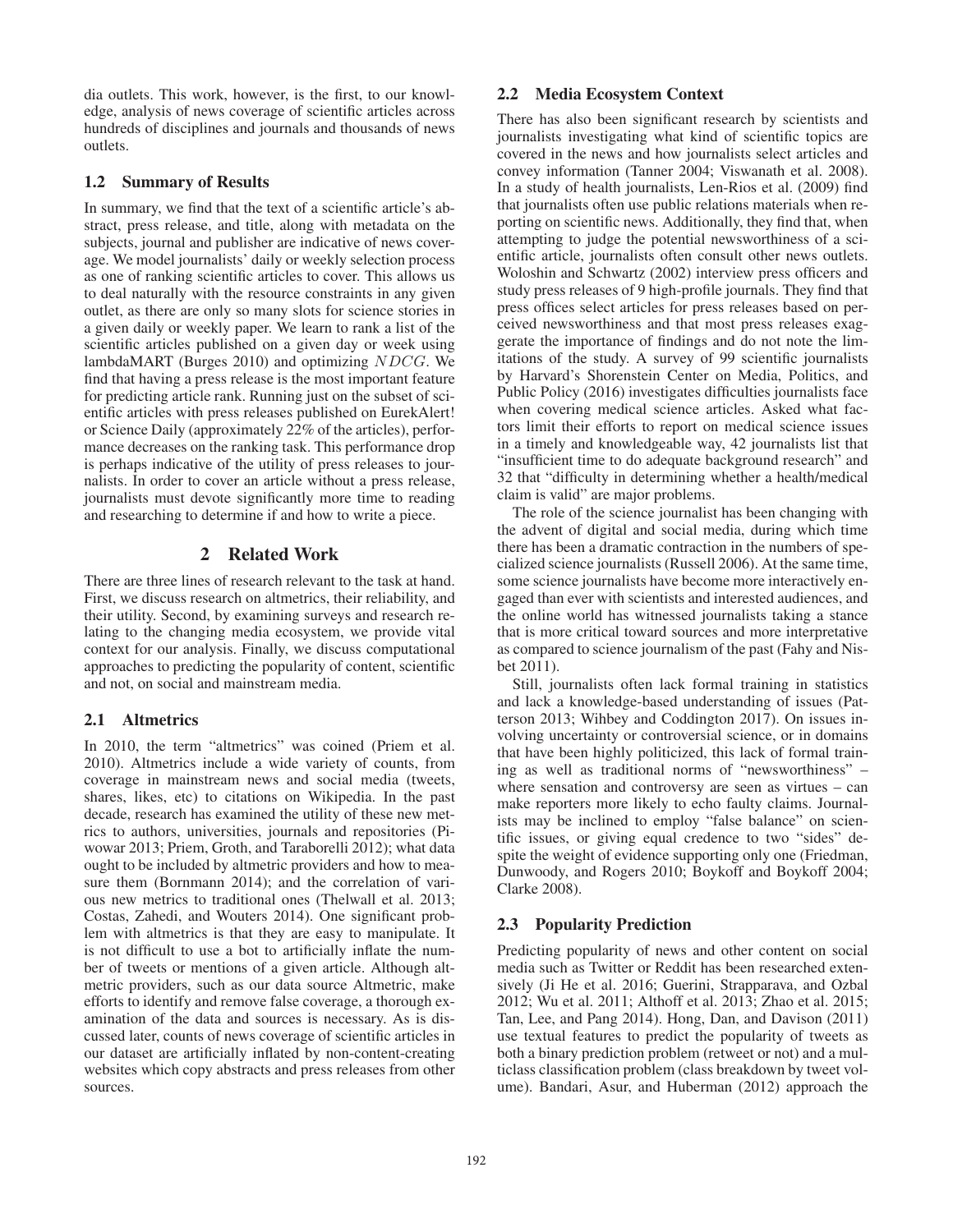dia outlets. This work, however, is the first, to our knowledge, analysis of news coverage of scientific articles across hundreds of disciplines and journals and thousands of news outlets.

### 1.2 Summary of Results

In summary, we find that the text of a scientific article's abstract, press release, and title, along with metadata on the subjects, journal and publisher are indicative of news coverage. We model journalists' daily or weekly selection process as one of ranking scientific articles to cover. This allows us to deal naturally with the resource constraints in any given outlet, as there are only so many slots for science stories in a given daily or weekly paper. We learn to rank a list of the scientific articles published on a given day or week using lambdaMART (Burges 2010) and optimizing $NDCG$. We find that having a press release is the most important feature for predicting article rank. Running just on the subset of scientific articles with press releases published on EurekAlert! or Science Daily (approximately 22% of the articles), performance decreases on the ranking task. This performance drop is perhaps indicative of the utility of press releases to journalists. In order to cover an article without a press release, journalists must devote significantly more time to reading and researching to determine if and how to write a piece.

## 2 Related Work

There are three lines of research relevant to the task at hand. First, we discuss research on altmetrics, their reliability, and their utility. Second, by examining surveys and research relating to the changing media ecosystem, we provide vital context for our analysis. Finally, we discuss computational approaches to predicting the popularity of content, scientific and not, on social and mainstream media.

### 2.1 Altmetrics

In 2010, the term "altmetrics" was coined (Priem et al. 2010). Altmetrics include a wide variety of counts, from coverage in mainstream news and social media (tweets, shares, likes, etc) to citations on Wikipedia. In the past decade, research has examined the utility of these new metrics to authors, universities, journals and repositories (Piwowar 2013; Priem, Groth, and Taraborelli 2012); what data ought to be included by altmetric providers and how to measure them (Bornmann 2014); and the correlation of various new metrics to traditional ones (Thelwall et al. 2013; Costas, Zahedi, and Wouters 2014). One significant problem with altmetrics is that they are easy to manipulate. It is not difficult to use a bot to artificially inflate the number of tweets or mentions of a given article. Although altmetric providers, such as our data source Altmetric, make efforts to identify and remove false coverage, a thorough examination of the data and sources is necessary. As is discussed later, counts of news coverage of scientific articles in our dataset are artificially inflated by non-content-creating websites which copy abstracts and press releases from other sources.

### 2.2 Media Ecosystem Context

There has also been significant research by scientists and journalists investigating what kind of scientific topics are covered in the news and how journalists select articles and convey information (Tanner 2004; Viswanath et al. 2008). In a study of health journalists, Len-Rios et al. (2009) find that journalists often use public relations materials when reporting on scientific news. Additionally, they find that, when attempting to judge the potential newsworthiness of a scientific article, journalists often consult other news outlets. Woloshin and Schwartz (2002) interview press officers and study press releases of 9 high-profile journals. They find that press offices select articles for press releases based on perceived newsworthiness and that most press releases exaggerate the importance of findings and do not note the limitations of the study. A survey of 99 scientific journalists by Harvard's Shorenstein Center on Media, Politics, and Public Policy (2016) investigates difficulties journalists face when covering medical science articles. Asked what factors limit their efforts to report on medical science issues in a timely and knowledgeable way, 42 journalists list that "insufficient time to do adequate background research" and 32 that "difficulty in determining whether a health/medical claim is valid" are major problems.

The role of the science journalist has been changing with the advent of digital and social media, during which time there has been a dramatic contraction in the numbers of specialized science journalists (Russell 2006). At the same time, some science journalists have become more interactively engaged than ever with scientists and interested audiences, and the online world has witnessed journalists taking a stance that is more critical toward sources and more interpretative as compared to science journalism of the past (Fahy and Nisbet 2011).

Still, journalists often lack formal training in statistics and lack a knowledge-based understanding of issues (Patterson 2013; Wihbey and Coddington 2017). On issues involving uncertainty or controversial science, or in domains that have been highly politicized, this lack of formal training as well as traditional norms of "newsworthiness" – where sensation and controversy are seen as virtues – can make reporters more likely to echo faulty claims. Journalists may be inclined to employ "false balance" on scientific issues, or giving equal credence to two "sides" despite the weight of evidence supporting only one (Friedman, Dunwoody, and Rogers 2010; Boykoff and Boykoff 2004; Clarke 2008).

### 2.3 Popularity Prediction

Predicting popularity of news and other content on social media such as Twitter or Reddit has been researched extensively (Ji He et al. 2016; Guerini, Strapparava, and Ozbal 2012; Wu et al. 2011; Althoff et al. 2013; Zhao et al. 2015; Tan, Lee, and Pang 2014). Hong, Dan, and Davison (2011) use textual features to predict the popularity of tweets as both a binary prediction problem (retweet or not) and a multiclass classification problem (class breakdown by tweet volume). Bandari, Asur, and Huberman (2012) approach the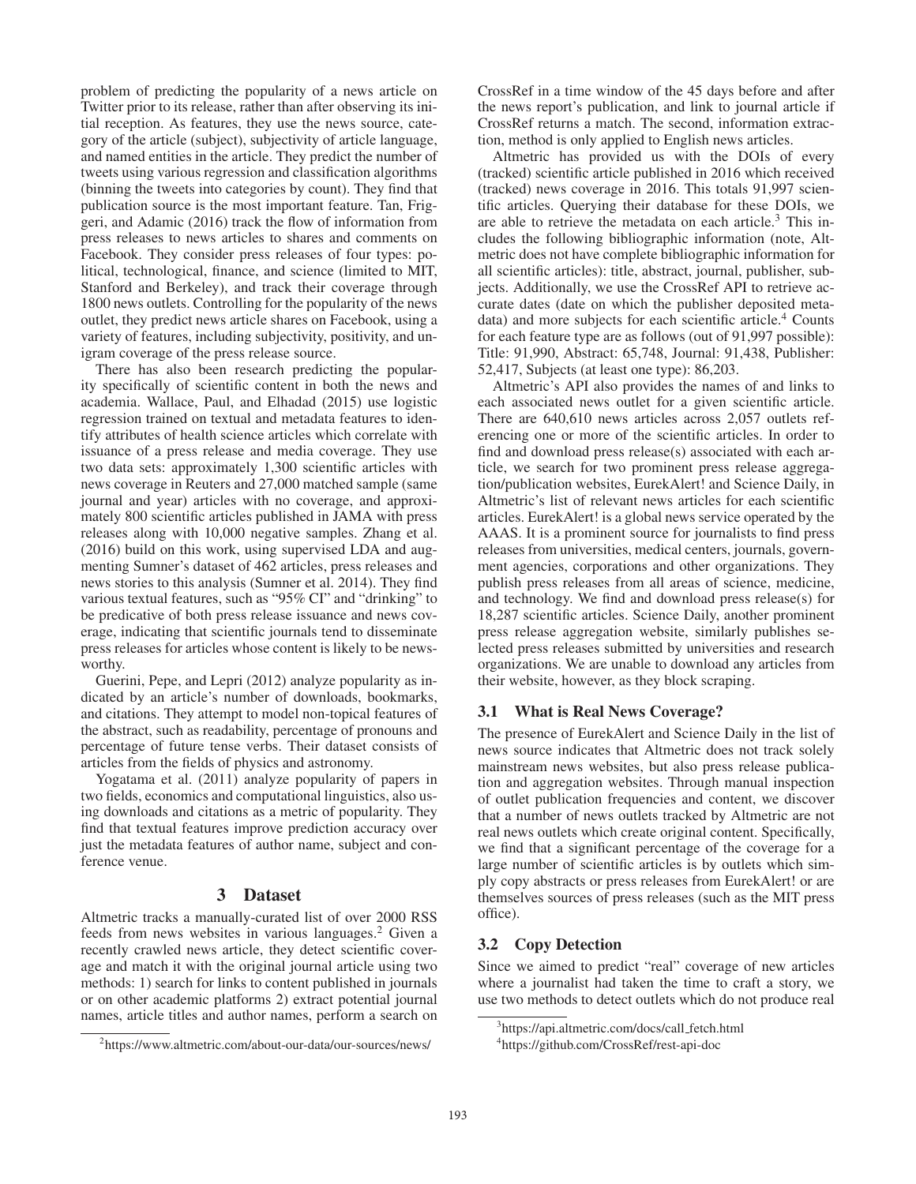problem of predicting the popularity of a news article on Twitter prior to its release, rather than after observing its initial reception. As features, they use the news source, category of the article (subject), subjectivity of article language, and named entities in the article. They predict the number of tweets using various regression and classification algorithms (binning the tweets into categories by count). They find that publication source is the most important feature. Tan, Friggeri, and Adamic (2016) track the flow of information from press releases to news articles to shares and comments on Facebook. They consider press releases of four types: political, technological, finance, and science (limited to MIT, Stanford and Berkeley), and track their coverage through 1800 news outlets. Controlling for the popularity of the news outlet, they predict news article shares on Facebook, using a variety of features, including subjectivity, positivity, and unigram coverage of the press release source.

There has also been research predicting the popularity specifically of scientific content in both the news and academia. Wallace, Paul, and Elhadad (2015) use logistic regression trained on textual and metadata features to identify attributes of health science articles which correlate with issuance of a press release and media coverage. They use two data sets: approximately 1,300 scientific articles with news coverage in Reuters and 27,000 matched sample (same journal and year) articles with no coverage, and approximately 800 scientific articles published in JAMA with press releases along with 10,000 negative samples. Zhang et al. (2016) build on this work, using supervised LDA and augmenting Sumner's dataset of 462 articles, press releases and news stories to this analysis (Sumner et al. 2014). They find various textual features, such as "95% CI" and "drinking" to be predicative of both press release issuance and news coverage, indicating that scientific journals tend to disseminate press releases for articles whose content is likely to be newsworthy.

Guerini, Pepe, and Lepri (2012) analyze popularity as indicated by an article's number of downloads, bookmarks, and citations. They attempt to model non-topical features of the abstract, such as readability, percentage of pronouns and percentage of future tense verbs. Their dataset consists of articles from the fields of physics and astronomy.

Yogatama et al. (2011) analyze popularity of papers in two fields, economics and computational linguistics, also using downloads and citations as a metric of popularity. They find that textual features improve prediction accuracy over just the metadata features of author name, subject and conference venue.

## 3 Dataset

Altmetric tracks a manually-curated list of over 2000 RSS feeds from news websites in various languages.[2] Given a recently crawled news article, they detect scientific coverage and match it with the original journal article using two methods: 1) search for links to content published in journals or on other academic platforms 2) extract potential journal names, article titles and author names, perform a search on CrossRef in a time window of the 45 days before and after the news report's publication, and link to journal article if CrossRef returns a match. The second, information extraction, method is only applied to English news articles.

Altmetric has provided us with the DOIs of every (tracked) scientific article published in 2016 which received (tracked) news coverage in 2016. This totals 91,997 scientific articles. Querying their database for these DOIs, we are able to retrieve the metadata on each article.[3] This includes the following bibliographic information (note, Altmetric does not have complete bibliographic information for all scientific articles): title, abstract, journal, publisher, subjects. Additionally, we use the CrossRef API to retrieve accurate dates (date on which the publisher deposited metadata) and more subjects for each scientific article.[4] Counts for each feature type are as follows (out of 91,997 possible): Title: 91,990, Abstract: 65,748, Journal: 91,438, Publisher: 52,417, Subjects (at least one type): 86,203.

Altmetric's API also provides the names of and links to each associated news outlet for a given scientific article. There are 640,610 news articles across 2,057 outlets referencing one or more of the scientific articles. In order to find and download press release(s) associated with each article, we search for two prominent press release aggregation/publication websites, EurekAlert! and Science Daily, in Altmetric's list of relevant news articles for each scientific articles. EurekAlert! is a global news service operated by the AAAS. It is a prominent source for journalists to find press releases from universities, medical centers, journals, government agencies, corporations and other organizations. They publish press releases from all areas of science, medicine, and technology. We find and download press release(s) for 18,287 scientific articles. Science Daily, another prominent press release aggregation website, similarly publishes selected press releases submitted by universities and research organizations. We are unable to download any articles from their website, however, as they block scraping.

### 3.1 What is Real News Coverage?

The presence of EurekAlert and Science Daily in the list of news source indicates that Altmetric does not track solely mainstream news websites, but also press release publication and aggregation websites. Through manual inspection of outlet publication frequencies and content, we discover that a number of news outlets tracked by Altmetric are not real news outlets which create original content. Specifically, we find that a significant percentage of the coverage for a large number of scientific articles is by outlets which simply copy abstracts or press releases from EurekAlert! or are themselves sources of press releases (such as the MIT press office).

### 3.2 Copy Detection

Since we aimed to predict "real" coverage of new articles where a journalist had taken the time to craft a story, we use two methods to detect outlets which do not produce real

[2] https://www.altmetric.com/about-our-data/our-sources/news/

[3] https://api.altmetric.com/docs/call_fetch.html

[4] https://github.com/CrossRef/rest-api-doc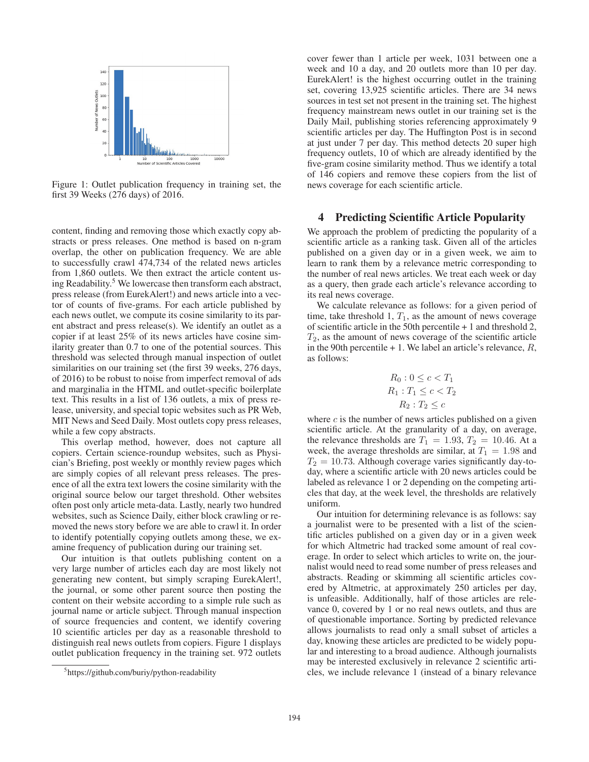Figure 1: Outlet publication frequency in training set, the first 39 Weeks (276 days) of 2016.

content, finding and removing those which exactly copy abstracts or press releases. One method is based on n-gram overlap, the other on publication frequency. We are able to successfully crawl 474,734 of the related news articles from 1,860 outlets. We then extract the article content using Readability.[5] We lowercase then transform each abstract, press release (from EurekAlert!) and news article into a vector of counts of five-grams. For each article published by each news outlet, we compute its cosine similarity to its parent abstract and press release(s). We identify an outlet as a copier if at least 25% of its news articles have cosine similarity greater than 0.7 to one of the potential sources. This threshold was selected through manual inspection of outlet similarities on our training set (the first 39 weeks, 276 days, of 2016) to be robust to noise from imperfect removal of ads and marginalia in the HTML and outlet-specific boilerplate text. This results in a list of 136 outlets, a mix of press release, university, and special topic websites such as PR Web, MIT News and Seed Daily. Most outlets copy press releases, while a few copy abstracts.

This overlap method, however, does not capture all copiers. Certain science-roundup websites, such as Physician's Briefing, post weekly or monthly review pages which are simply copies of all relevant press releases. The presence of all the extra text lowers the cosine similarity with the original source below our target threshold. Other websites often post only article meta-data. Lastly, nearly two hundred websites, such as Science Daily, either block crawling or removed the news story before we are able to crawl it. In order to identify potentially copying outlets among these, we examine frequency of publication during our training set.

Our intuition is that outlets publishing content on a very large number of articles each day are most likely not generating new content, but simply scraping EurekAlert!, the journal, or some other parent source then posting the content on their website according to a simple rule such as journal name or article subject. Through manual inspection of source frequencies and content, we identify covering 10 scientific articles per day as a reasonable threshold to distinguish real news outlets from copiers. Figure 1 displays outlet publication frequency in the training set. 972 outlets cover fewer than 1 article per week, 1031 between one a week and 10 a day, and 20 outlets more than 10 per day. EurekAlert! is the highest occurring outlet in the training set, covering 13,925 scientific articles. There are 34 news sources in test set not present in the training set. The highest frequency mainstream news outlet in our training set is the Daily Mail, publishing stories referencing approximately 9 scientific articles per day. The Huffington Post is in second at just under 7 per day. This method detects 20 super high frequency outlets, 10 of which are already identified by the five-gram cosine similarity method. Thus we identify a total of 146 copiers and remove these copiers from the list of news coverage for each scientific article.

[5] https://github.com/buriy/python-readability

## 4 Predicting Scientific Article Popularity

We approach the problem of predicting the popularity of a scientific article as a ranking task. Given all of the articles published on a given day or in a given week, we aim to learn to rank them by a relevance metric corresponding to the number of real news articles. We treat each week or day as a query, then grade each article's relevance according to its real news coverage.

We calculate relevance as follows: for a given period of time, take threshold 1, $T_1$, as the amount of news coverage of scientific article in the 50th percentile + 1 and threshold 2, $T_2$, as the amount of news coverage of the scientific article in the 90th percentile + 1. We label an article's relevance, $R$, as follows:

$$R_0 : 0 \leq c < T_1$$
$$R_1 : T_1 \leq c < T_2$$
$$R_2 : T_2 \leq c$$

where $c$ is the number of news articles published on a given scientific article. At the granularity of a day, on average, the relevance thresholds are $T_1 = 1.93$, $T_2 = 10.46$. At a week, the average thresholds are similar, at $T_1 = 1.98$ and $T_2 = 10.73$. Although coverage varies significantly day-to-day, where a scientific article with 20 news articles could be labeled as relevance 1 or 2 depending on the competing articles that day, at the week level, the thresholds are relatively uniform.

Our intuition for determining relevance is as follows: say a journalist were to be presented with a list of the scientific articles published on a given day or in a given week for which Altmetric had tracked some amount of real coverage. In order to select which articles to write on, the journalist would need to read some number of press releases and abstracts. Reading or skimming all scientific articles covered by Altmetric, at approximately 250 articles per day, is unfeasible. Additionally, half of those articles are relevance 0, covered by 1 or no real news outlets, and thus are of questionable importance. Sorting by predicted relevance allows journalists to read only a small subset of articles a day, knowing these articles are predicted to be widely popular and interesting to a broad audience. Although journalists may be interested exclusively in relevance 2 scientific articles, we include relevance 1 (instead of a binary relevance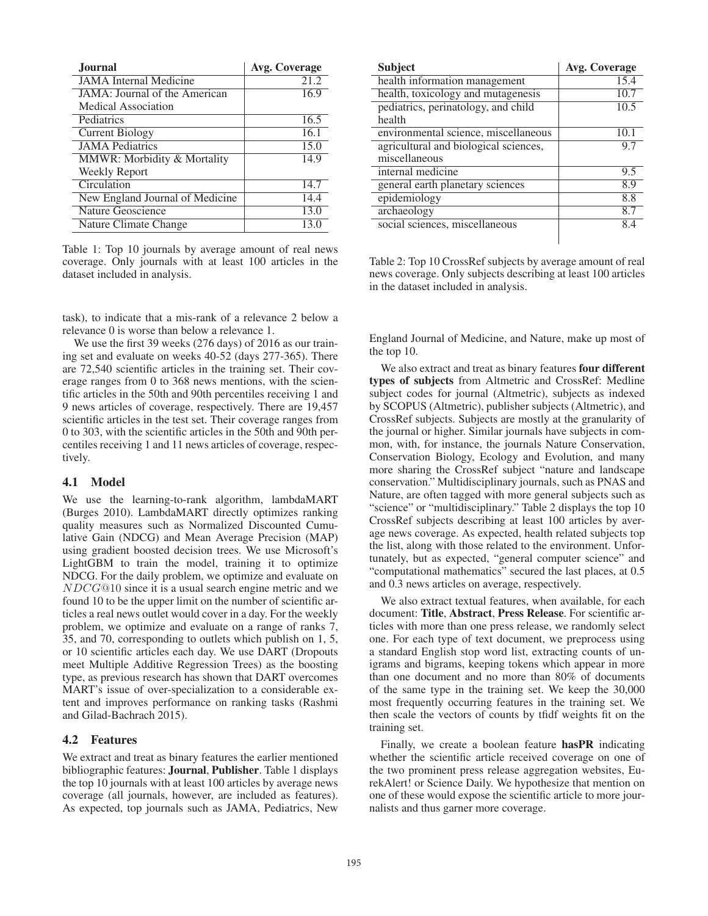| Journal | Avg. Coverage |
|---|---|
| JAMA Internal Medicine | 21.2 |
| JAMA: Journal of the American Medical Association | 16.9 |
| Pediatrics | 16.5 |
| Current Biology | 16.1 |
| JAMA Pediatrics | 15.0 |
| MMWR: Morbidity & Mortality Weekly Report | 14.9 |
| Circulation | 14.7 |
| New England Journal of Medicine | 14.4 |
| Nature Geoscience | 13.0 |
| Nature Climate Change | 13.0 |

Table 1: Top 10 journals by average amount of real news coverage. Only journals with at least 100 articles in the dataset included in analysis.

| Subject | Avg. Coverage |
|---|---|
| health information management | 15.4 |
| health, toxicology and mutagenesis | 10.7 |
| pediatrics, perinatology, and child health | 10.5 |
| environmental science, miscellaneous | 10.1 |
| agricultural and biological sciences, miscellaneous | 9.7 |
| internal medicine | 9.5 |
| general earth planetary sciences | 8.9 |
| epidemiology | 8.8 |
| archaeology | 8.7 |
| social sciences, miscellaneous | 8.4 |

Table 2: Top 10 CrossRef subjects by average amount of real news coverage. Only subjects describing at least 100 articles in the dataset included in analysis.

task), to indicate that a mis-rank of a relevance 2 below a relevance 0 is worse than below a relevance 1.

We use the first 39 weeks (276 days) of 2016 as our training set and evaluate on weeks 40-52 (days 277-365). There are 72,540 scientific articles in the training set. Their coverage ranges from 0 to 368 news mentions, with the scientific articles in the 50th and 90th percentiles receiving 1 and 9 news articles of coverage, respectively. There are 19,457 scientific articles in the test set. Their coverage ranges from 0 to 303, with the scientific articles in the 50th and 90th percentiles receiving 1 and 11 news articles of coverage, respectively.

### 4.1 Model

We use the learning-to-rank algorithm, lambdaMART (Burges 2010). LambdaMART directly optimizes ranking quality measures such as Normalized Discounted Cumulative Gain (NDCG) and Mean Average Precision (MAP) using gradient boosted decision trees. We use Microsoft's LightGBM to train the model, training it to optimize NDCG. For the daily problem, we optimize and evaluate on $NDCG@10$ since it is a usual search engine metric and we found 10 to be the upper limit on the number of scientific articles a real news outlet would cover in a day. For the weekly problem, we optimize and evaluate on a range of ranks 7, 35, and 70, corresponding to outlets which publish on 1, 5, or 10 scientific articles each day. We use DART (Dropouts meet Multiple Additive Regression Trees) as the boosting type, as previous research has shown that DART overcomes MART's issue of over-specialization to a considerable extent and improves performance on ranking tasks (Rashmi and Gilad-Bachrach 2015).

### 4.2 Features

We extract and treat as binary features the earlier mentioned bibliographic features: **Journal**, **Publisher**. Table 1 displays the top 10 journals with at least 100 articles by average news coverage (all journals, however, are included as features). As expected, top journals such as JAMA, Pediatrics, New England Journal of Medicine, and Nature, make up most of the top 10.

We also extract and treat as binary features **four different types of subjects** from Altmetric and CrossRef: Medline subject codes for journal (Altmetric), subjects as indexed by SCOPUS (Altmetric), publisher subjects (Altmetric), and CrossRef subjects. Subjects are mostly at the granularity of the journal or higher. Similar journals have subjects in common, with, for instance, the journals Nature Conservation, Conservation Biology, Ecology and Evolution, and many more sharing the CrossRef subject "nature and landscape conservation." Multidisciplinary journals, such as PNAS and Nature, are often tagged with more general subjects such as "science" or "multidisciplinary." Table 2 displays the top 10 CrossRef subjects describing at least 100 articles by average news coverage. As expected, health related subjects top the list, along with those related to the environment. Unfortunately, but as expected, "general computer science" and "computational mathematics" secured the last places, at 0.5 and 0.3 news articles on average, respectively.

We also extract textual features, when available, for each document: **Title**, **Abstract**, **Press Release**. For scientific articles with more than one press release, we randomly select one. For each type of text document, we preprocess using a standard English stop word list, extracting counts of unigrams and bigrams, keeping tokens which appear in more than one document and no more than 80% of documents of the same type in the training set. We keep the 30,000 most frequently occurring features in the training set. We then scale the vectors of counts by tfidf weights fit on the training set.

Finally, we create a boolean feature **hasPR** indicating whether the scientific article received coverage on one of the two prominent press release aggregation websites, EurekAlert! or Science Daily. We hypothesize that mention on one of these would expose the scientific article to more journalists and thus garner more coverage.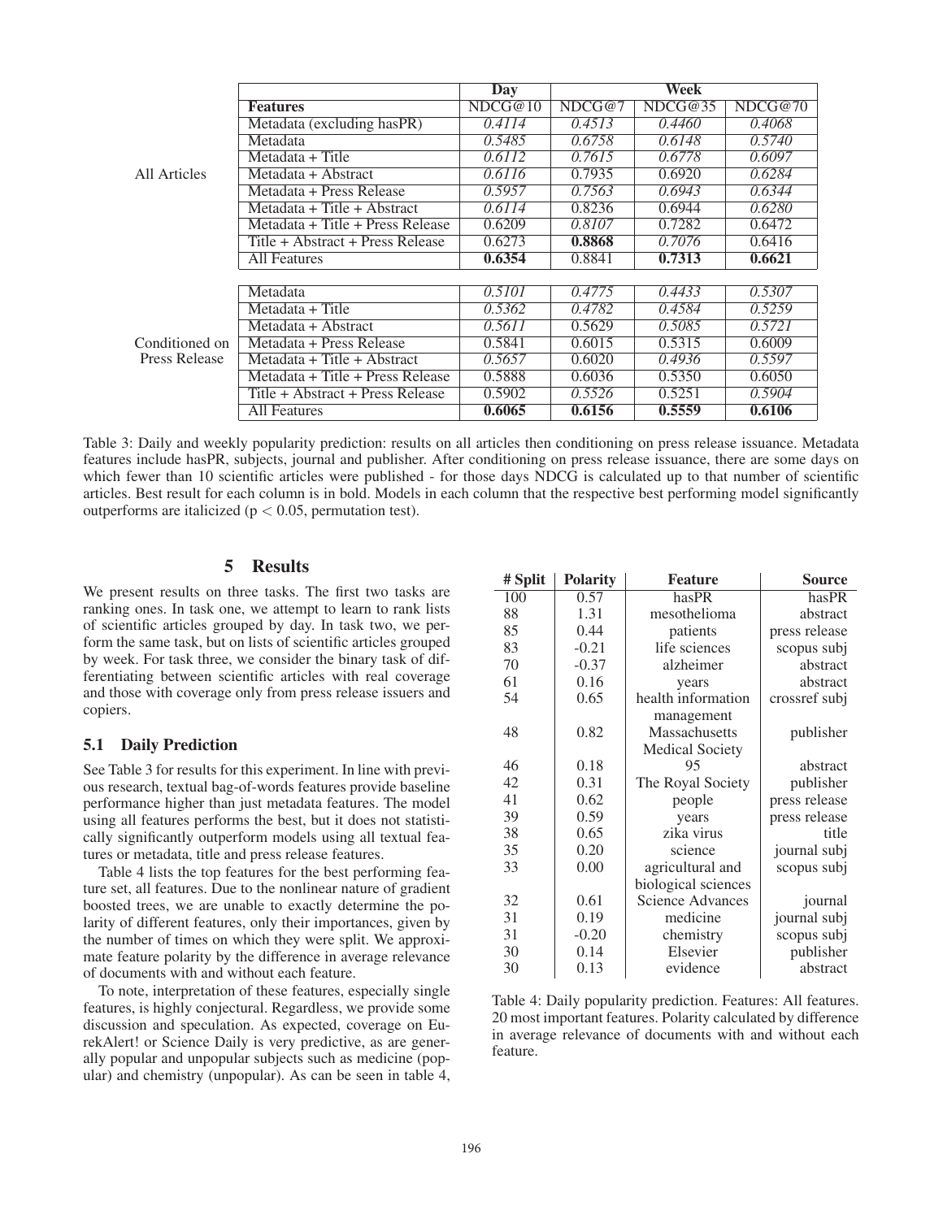| | | Day | Week | | |
|---|---|---|---|---|---|
| | **Features** | NDCG@10 | NDCG@7 | NDCG@35 | NDCG@70 |
| All Articles | Metadata (excluding hasPR) | *0.4114* | *0.4513* | *0.4460* | *0.4068* |
| | Metadata | *0.5485* | *0.6758* | *0.6148* | *0.5740* |
| | Metadata + Title | *0.6112* | *0.7615* | *0.6778* | *0.6097* |
| | Metadata + Abstract | *0.6116* | 0.7935 | 0.6920 | *0.6284* |
| | Metadata + Press Release | *0.5957* | *0.7563* | *0.6943* | *0.6344* |
| | Metadata + Title + Abstract | *0.6114* | 0.8236 | 0.6944 | *0.6280* |
| | Metadata + Title + Press Release | 0.6209 | *0.8107* | 0.7282 | 0.6472 |
| | Title + Abstract + Press Release | 0.6273 | **0.8868** | *0.7076* | 0.6416 |
| | All Features | **0.6354** | 0.8841 | **0.7313** | **0.6621** |
| Conditioned on Press Release | Metadata | *0.5101* | *0.4775* | *0.4433* | *0.5307* |
| | Metadata + Title | *0.5362* | *0.4782* | *0.4584* | *0.5259* |
| | Metadata + Abstract | *0.5611* | 0.5629 | *0.5085* | *0.5721* |
| | Metadata + Press Release | 0.5841 | 0.6015 | 0.5315 | 0.6009 |
| | Metadata + Title + Abstract | *0.5657* | 0.6020 | *0.4936* | *0.5597* |
| | Metadata + Title + Press Release | 0.5888 | 0.6036 | 0.5350 | 0.6050 |
| | Title + Abstract + Press Release | 0.5902 | *0.5526* | 0.5251 | *0.5904* |
| | All Features | **0.6065** | **0.6156** | **0.5559** | **0.6106** |

Table 3: Daily and weekly popularity prediction: results on all articles then conditioning on press release issuance. Metadata features include hasPR, subjects, journal and publisher. After conditioning on press release issuance, there are some days on which fewer than 10 scientific articles were published - for those days NDCG is calculated up to that number of scientific articles. Best result for each column is in bold. Models in each column that the respective best performing model significantly outperforms are italicized ($p < 0.05$, permutation test).

## 5 Results

We present results on three tasks. The first two tasks are ranking ones. In task one, we attempt to learn to rank lists of scientific articles grouped by day. In task two, we perform the same task, but on lists of scientific articles grouped by week. For task three, we consider the binary task of differentiating between scientific articles with real coverage and those with coverage only from press release issuers and copiers.

### 5.1 Daily Prediction

See Table 3 for results for this experiment. In line with previous research, textual bag-of-words features provide baseline performance higher than just metadata features. The model using all features performs the best, but it does not statistically significantly outperform models using all textual features or metadata, title and press release features.

Table 4 lists the top features for the best performing feature set, all features. Due to the nonlinear nature of gradient boosted trees, we are unable to exactly determine the polarity of different features, only their importances, given by the number of times on which they were split. We approximate feature polarity by the difference in average relevance of documents with and without each feature.

To note, interpretation of these features, especially single features, is highly conjectural. Regardless, we provide some discussion and speculation. As expected, coverage on EurekAlert! or Science Daily is very predictive, as are generally popular and unpopular subjects such as medicine (popular) and chemistry (unpopular). As can be seen in table 4,

| # Split | Polarity | Feature | Source |
|---|---|---|---|
| 100 | 0.57 | hasPR | hasPR |
| 88 | 1.31 | mesothelioma | abstract |
| 85 | 0.44 | patients | press release |
| 83 | -0.21 | life sciences | scopus subj |
| 70 | -0.37 | alzheimer | abstract |
| 61 | 0.16 | years | abstract |
| 54 | 0.65 | health information management | crossref subj |
| 48 | 0.82 | Massachusetts Medical Society | publisher |
| 46 | 0.18 | 95 | abstract |
| 42 | 0.31 | The Royal Society | publisher |
| 41 | 0.62 | people | press release |
| 39 | 0.59 | years | press release |
| 38 | 0.65 | zika virus | title |
| 35 | 0.20 | science | journal subj |
| 33 | 0.00 | agricultural and biological sciences | scopus subj |
| 32 | 0.61 | Science Advances | journal |
| 31 | 0.19 | medicine | journal subj |
| 31 | -0.20 | chemistry | scopus subj |
| 30 | 0.14 | Elsevier | publisher |
| 30 | 0.13 | evidence | abstract |

Table 4: Daily popularity prediction. Features: All features. 20 most important features. Polarity calculated by difference in average relevance of documents with and without each feature.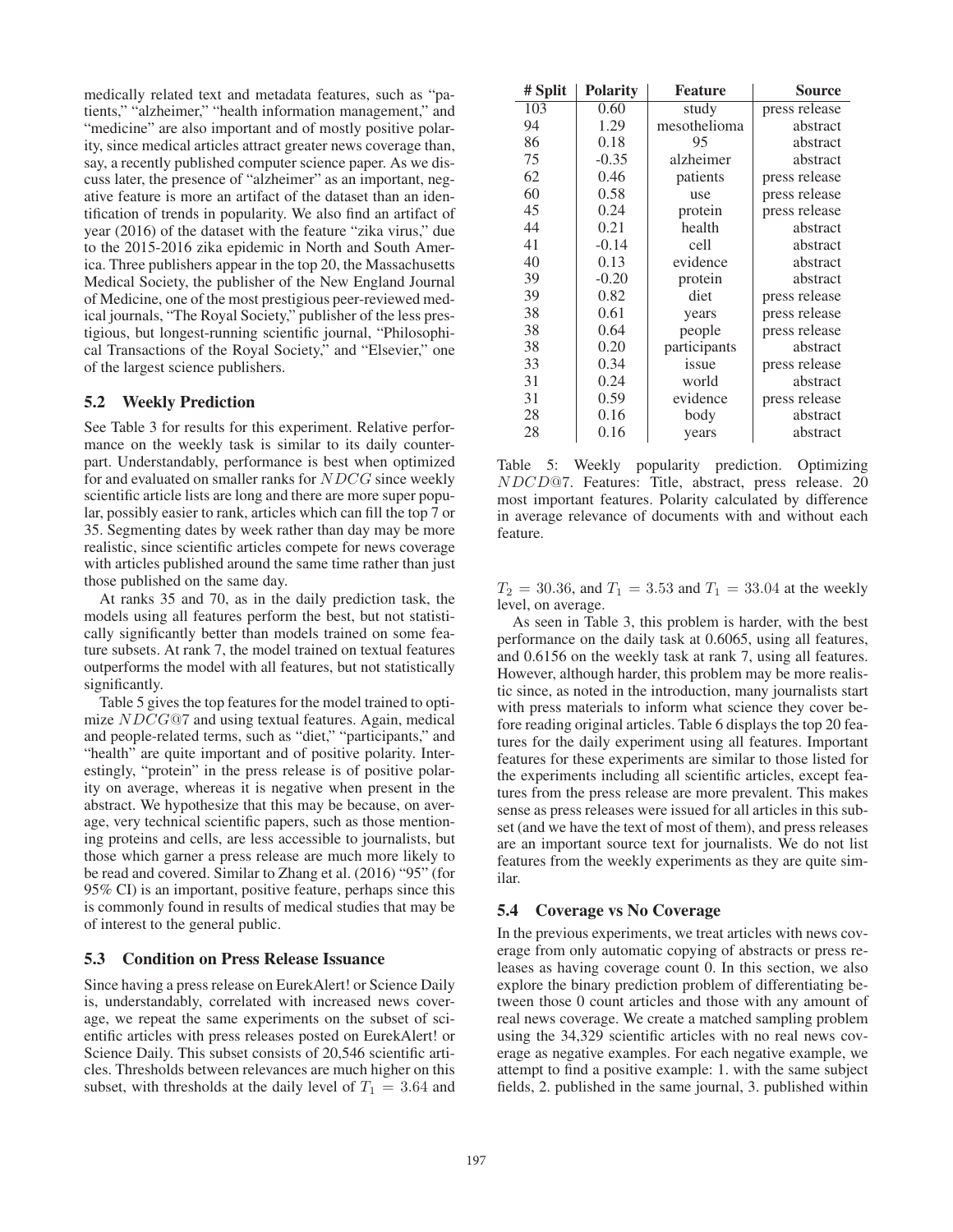medically related text and metadata features, such as "patients," "alzheimer," "health information management," and "medicine" are also important and of mostly positive polarity, since medical articles attract greater news coverage than, say, a recently published computer science paper. As we discuss later, the presence of "alzheimer" as an important, negative feature is more an artifact of the dataset than an identification of trends in popularity. We also find an artifact of year (2016) of the dataset with the feature "zika virus," due to the 2015-2016 zika epidemic in North and South America. Three publishers appear in the top 20, the Massachusetts Medical Society, the publisher of the New England Journal of Medicine, one of the most prestigious peer-reviewed medical journals, "The Royal Society," publisher of the less prestigious, but longest-running scientific journal, "Philosophical Transactions of the Royal Society," and "Elsevier," one of the largest science publishers.

### 5.2 Weekly Prediction

See Table 3 for results for this experiment. Relative performance on the weekly task is similar to its daily counterpart. Understandably, performance is best when optimized for and evaluated on smaller ranks for $NDCG$ since weekly scientific article lists are long and there are more super popular, possibly easier to rank, articles which can fill the top 7 or 35. Segmenting dates by week rather than day may be more realistic, since scientific articles compete for news coverage with articles published around the same time rather than just those published on the same day.

At ranks 35 and 70, as in the daily prediction task, the models using all features perform the best, but not statistically significantly better than models trained on some feature subsets. At rank 7, the model trained on textual features outperforms the model with all features, but not statistically significantly.

Table 5 gives the top features for the model trained to optimize $NDCG@7$ and using textual features. Again, medical and people-related terms, such as "diet," "participants," and "health" are quite important and of positive polarity. Interestingly, "protein" in the press release is of positive polarity on average, whereas it is negative when present in the abstract. We hypothesize that this may be because, on average, very technical scientific papers, such as those mentioning proteins and cells, are less accessible to journalists, but those which garner a press release are much more likely to be read and covered. Similar to Zhang et al. (2016) "95" (for 95% CI) is an important, positive feature, perhaps since this is commonly found in results of medical studies that may be of interest to the general public.

| # Split | Polarity | Feature | Source |
|---|---|---|---|
| 103 | 0.60 | study | press release |
| 94 | 1.29 | mesothelioma | abstract |
| 86 | 0.18 | 95 | abstract |
| 75 | -0.35 | alzheimer | abstract |
| 62 | 0.46 | patients | press release |
| 60 | 0.58 | use | press release |
| 45 | 0.24 | protein | press release |
| 44 | 0.21 | health | abstract |
| 41 | -0.14 | cell | abstract |
| 40 | 0.13 | evidence | abstract |
| 39 | -0.20 | protein | abstract |
| 39 | 0.82 | diet | press release |
| 38 | 0.61 | years | press release |
| 38 | 0.64 | people | press release |
| 38 | 0.20 | participants | abstract |
| 33 | 0.34 | issue | press release |
| 31 | 0.24 | world | abstract |
| 31 | 0.59 | evidence | press release |
| 28 | 0.16 | body | abstract |
| 28 | 0.16 | years | abstract |

Table 5: Weekly popularity prediction. Optimizing $NDCD@7$. Features: Title, abstract, press release. 20 most important features. Polarity calculated by difference in average relevance of documents with and without each feature.

### 5.3 Condition on Press Release Issuance

Since having a press release on EurekAlert! or Science Daily is, understandably, correlated with increased news coverage, we repeat the same experiments on the subset of scientific articles with press releases posted on EurekAlert! or Science Daily. This subset consists of 20,546 scientific articles. Thresholds between relevances are much higher on this subset, with thresholds at the daily level of $T_1 = 3.64$ and $T_2 = 30.36$, and $T_1 = 3.53$ and $T_1 = 33.04$ at the weekly level, on average.

As seen in Table 3, this problem is harder, with the best performance on the daily task at 0.6065, using all features, and 0.6156 on the weekly task at rank 7, using all features. However, although harder, this problem may be more realistic since, as noted in the introduction, many journalists start with press materials to inform what science they cover before reading original articles. Table 6 displays the top 20 features for the daily experiment using all features. Important features for these experiments are similar to those listed for the experiments including all scientific articles, except features from the press release are more prevalent. This makes sense as press releases were issued for all articles in this subset (and we have the text of most of them), and press releases are an important source text for journalists. We do not list features from the weekly experiments as they are quite similar.

### 5.4 Coverage vs No Coverage

In the previous experiments, we treat articles with news coverage from only automatic copying of abstracts or press releases as having coverage count 0. In this section, we also explore the binary prediction problem of differentiating between those 0 count articles and those with any amount of real news coverage. We create a matched sampling problem using the 34,329 scientific articles with no real news coverage as negative examples. For each negative example, we attempt to find a positive example: 1. with the same subject fields, 2. published in the same journal, 3. published within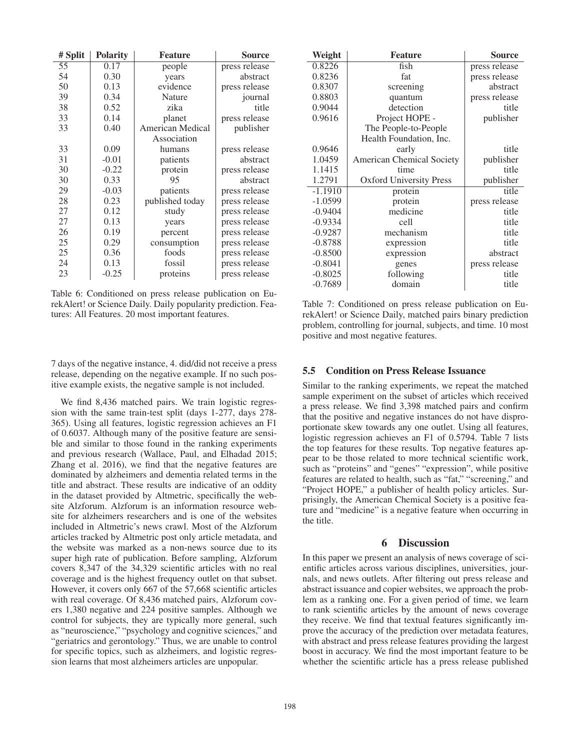| # Split | Polarity | Feature | Source |
|---|---|---|---|
| 55 | 0.17 | people | press release |
| 54 | 0.30 | years | abstract |
| 50 | 0.13 | evidence | press release |
| 39 | 0.34 | Nature | journal |
| 38 | 0.52 | zika | title |
| 33 | 0.14 | planet | press release |
| 33 | 0.40 | American Medical Association | publisher |
| 33 | 0.09 | humans | press release |
| 31 | -0.01 | patients | abstract |
| 30 | -0.22 | protein | press release |
| 30 | 0.33 | 95 | abstract |
| 29 | -0.03 | patients | press release |
| 28 | 0.23 | published today | press release |
| 27 | 0.12 | study | press release |
| 27 | 0.13 | years | press release |
| 26 | 0.19 | percent | press release |
| 25 | 0.29 | consumption | press release |
| 25 | 0.36 | foods | press release |
| 24 | 0.13 | fossil | press release |
| 23 | -0.25 | proteins | press release |

Table 6: Conditioned on press release publication on EurekAlert! or Science Daily. Daily popularity prediction. Features: All Features. 20 most important features.

| Weight | Feature | Source |
|---|---|---|
| 0.8226 | fish | press release |
| 0.8236 | fat | press release |
| 0.8307 | screening | abstract |
| 0.8803 | quantum | press release |
| 0.9044 | detection | title |
| 0.9616 | Project HOPE - The People-to-People Health Foundation, Inc. | publisher |
| 0.9646 | early | title |
| 1.0459 | American Chemical Society | publisher |
| 1.1415 | time | title |
| 1.2791 | Oxford University Press | publisher |
| -1.1910 | protein | title |
| -1.0599 | protein | press release |
| -0.9404 | medicine | title |
| -0.9334 | cell | title |
| -0.9287 | mechanism | title |
| -0.8788 | expression | title |
| -0.8500 | expression | abstract |
| -0.8041 | genes | press release |
| -0.8025 | following | title |
| -0.7689 | domain | title |

Table 7: Conditioned on press release publication on EurekAlert! or Science Daily, matched pairs binary prediction problem, controlling for journal, subjects, and time. 10 most positive and most negative features.

7 days of the negative instance, 4. did/did not receive a press release, depending on the negative example. If no such positive example exists, the negative sample is not included.

We find 8,436 matched pairs. We train logistic regression with the same train-test split (days 1-277, days 278-365). Using all features, logistic regression achieves an F1 of 0.6037. Although many of the positive feature are sensible and similar to those found in the ranking experiments and previous research (Wallace, Paul, and Elhadad 2015; Zhang et al. 2016), we find that the negative features are dominated by alzheimers and dementia related terms in the title and abstract. These results are indicative of an oddity in the dataset provided by Altmetric, specifically the website Alzforum. Alzforum is an information resource website for alzheimers researchers and is one of the websites included in Altmetric's news crawl. Most of the Alzforum articles tracked by Altmetric post only article metadata, and the website was marked as a non-news source due to its super high rate of publication. Before sampling, Alzforum covers 8,347 of the 34,329 scientific articles with no real coverage and is the highest frequency outlet on that subset. However, it covers only 667 of the 57,668 scientific articles with real coverage. Of 8,436 matched pairs, Alzforum covers 1,380 negative and 224 positive samples. Although we control for subjects, they are typically more general, such as "neuroscience," "psychology and cognitive sciences," and "geriatrics and gerontology." Thus, we are unable to control for specific topics, such as alzheimers, and logistic regression learns that most alzheimers articles are unpopular.

### 5.5 Condition on Press Release Issuance

Similar to the ranking experiments, we repeat the matched sample experiment on the subset of articles which received a press release. We find 3,398 matched pairs and confirm that the positive and negative instances do not have disproportionate skew towards any one outlet. Using all features, logistic regression achieves an F1 of 0.5794. Table 7 lists the top features for these results. Top negative features appear to be those related to more technical scientific work, such as "proteins" and "genes" "expression", while positive features are related to health, such as "fat," "screening," and "Project HOPE," a publisher of health policy articles. Surprisingly, the American Chemical Society is a positive feature and "medicine" is a negative feature when occurring in the title.

## 6 Discussion

In this paper we present an analysis of news coverage of scientific articles across various disciplines, universities, journals, and news outlets. After filtering out press release and abstract issuance and copier websites, we approach the problem as a ranking one. For a given period of time, we learn to rank scientific articles by the amount of news coverage they receive. We find that textual features significantly improve the accuracy of the prediction over metadata features, with abstract and press release features providing the largest boost in accuracy. We find the most important feature to be whether the scientific article has a press release published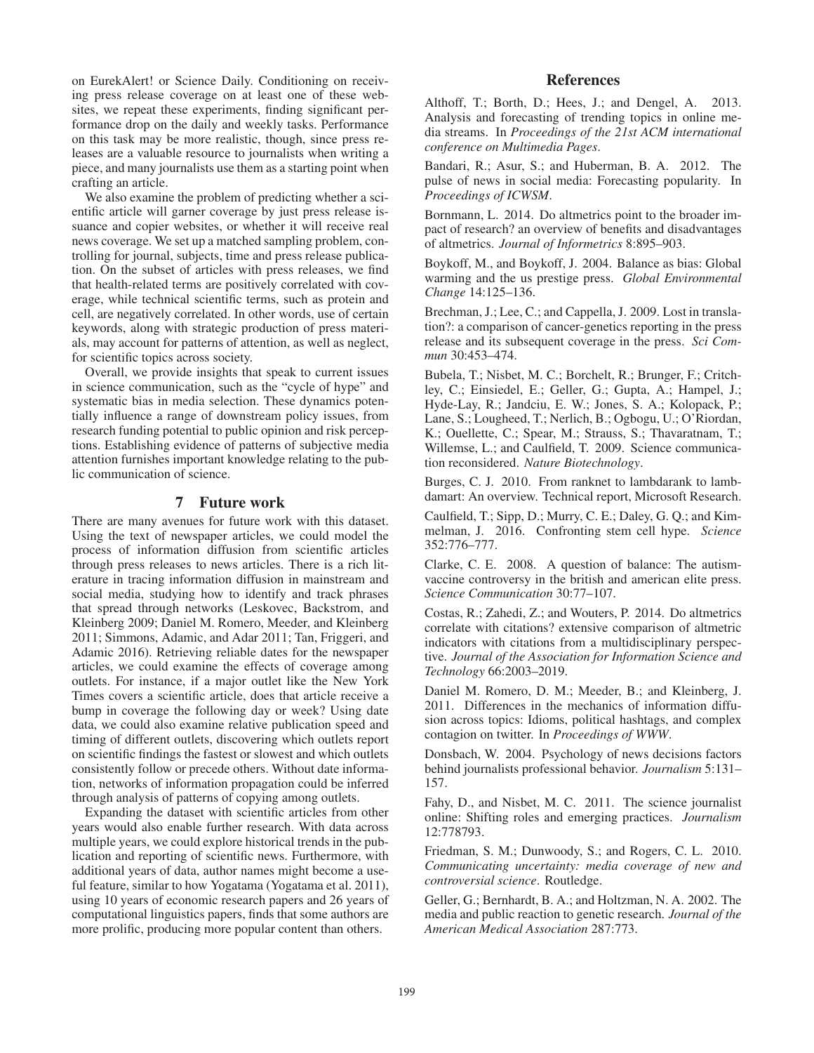on EurekAlert! or Science Daily. Conditioning on receiving press release coverage on at least one of these websites, we repeat these experiments, finding significant performance drop on the daily and weekly tasks. Performance on this task may be more realistic, though, since press releases are a valuable resource to journalists when writing a piece, and many journalists use them as a starting point when crafting an article.

We also examine the problem of predicting whether a scientific article will garner coverage by just press release issuance and copier websites, or whether it will receive real news coverage. We set up a matched sampling problem, controlling for journal, subjects, time and press release publication. On the subset of articles with press releases, we find that health-related terms are positively correlated with coverage, while technical scientific terms, such as protein and cell, are negatively correlated. In other words, use of certain keywords, along with strategic production of press materials, may account for patterns of attention, as well as neglect, for scientific topics across society.

Overall, we provide insights that speak to current issues in science communication, such as the "cycle of hype" and systematic bias in media selection. These dynamics potentially influence a range of downstream policy issues, from research funding potential to public opinion and risk perceptions. Establishing evidence of patterns of subjective media attention furnishes important knowledge relating to the public communication of science.

## 7 Future work

There are many avenues for future work with this dataset. Using the text of newspaper articles, we could model the process of information diffusion from scientific articles through press releases to news articles. There is a rich literature in tracing information diffusion in mainstream and social media, studying how to identify and track phrases that spread through networks (Leskovec, Backstrom, and Kleinberg 2009; Daniel M. Romero, Meeder, and Kleinberg 2011; Simmons, Adamic, and Adar 2011; Tan, Friggeri, and Adamic 2016). Retrieving reliable dates for the newspaper articles, we could examine the effects of coverage among outlets. For instance, if a major outlet like the New York Times covers a scientific article, does that article receive a bump in coverage the following day or week? Using date data, we could also examine relative publication speed and timing of different outlets, discovering which outlets report on scientific findings the fastest or slowest and which outlets consistently follow or precede others. Without date information, networks of information propagation could be inferred through analysis of patterns of copying among outlets.

Expanding the dataset with scientific articles from other years would also enable further research. With data across multiple years, we could explore historical trends in the publication and reporting of scientific news. Furthermore, with additional years of data, author names might become a useful feature, similar to how Yogatama (Yogatama et al. 2011), using 10 years of economic research papers and 26 years of computational linguistics papers, finds that some authors are more prolific, producing more popular content than others.

## References

Althoff, T.; Borth, D.; Hees, J.; and Dengel, A. 2013. Analysis and forecasting of trending topics in online media streams. In *Proceedings of the 21st ACM international conference on Multimedia Pages*.

Bandari, R.; Asur, S.; and Huberman, B. A. 2012. The pulse of news in social media: Forecasting popularity. In *Proceedings of ICWSM*.

Bornmann, L. 2014. Do altmetrics point to the broader impact of research? an overview of benefits and disadvantages of altmetrics. *Journal of Informetrics* 8:895–903.

Boykoff, M., and Boykoff, J. 2004. Balance as bias: Global warming and the us prestige press. *Global Environmental Change* 14:125–136.

Brechman, J.; Lee, C.; and Cappella, J. 2009. Lost in translation?: a comparison of cancer-genetics reporting in the press release and its subsequent coverage in the press. *Sci Commun* 30:453–474.

Bubela, T.; Nisbet, M. C.; Borchelt, R.; Brunger, F.; Critchley, C.; Einsiedel, E.; Geller, G.; Gupta, A.; Hampel, J.; Hyde-Lay, R.; Jandciu, E. W.; Jones, S. A.; Kolopack, P.; Lane, S.; Lougheed, T.; Nerlich, B.; Ogbogu, U.; O'Riordan, K.; Ouellette, C.; Spear, M.; Strauss, S.; Thavaratnam, T.; Willemse, L.; and Caulfield, T. 2009. Science communication reconsidered. *Nature Biotechnology*.

Burges, C. J. 2010. From ranknet to lambdarank to lambdamart: An overview. Technical report, Microsoft Research.

Caulfield, T.; Sipp, D.; Murry, C. E.; Daley, G. Q.; and Kimmelman, J. 2016. Confronting stem cell hype. *Science* 352:776–777.

Clarke, C. E. 2008. A question of balance: The autism-vaccine controversy in the british and american elite press. *Science Communication* 30:77–107.

Costas, R.; Zahedi, Z.; and Wouters, P. 2014. Do altmetrics correlate with citations? extensive comparison of altmetric indicators with citations from a multidisciplinary perspective. *Journal of the Association for Information Science and Technology* 66:2003–2019.

Daniel M. Romero, D. M.; Meeder, B.; and Kleinberg, J. 2011. Differences in the mechanics of information diffusion across topics: Idioms, political hashtags, and complex contagion on twitter. In *Proceedings of WWW*.

Donsbach, W. 2004. Psychology of news decisions factors behind journalists professional behavior. *Journalism* 5:131–157.

Fahy, D., and Nisbet, M. C. 2011. The science journalist online: Shifting roles and emerging practices. *Journalism* 12:778793.

Friedman, S. M.; Dunwoody, S.; and Rogers, C. L. 2010. *Communicating uncertainty: media coverage of new and controversial science*. Routledge.

Geller, G.; Bernhardt, B. A.; and Holtzman, N. A. 2002. The media and public reaction to genetic research. *Journal of the American Medical Association* 287:773.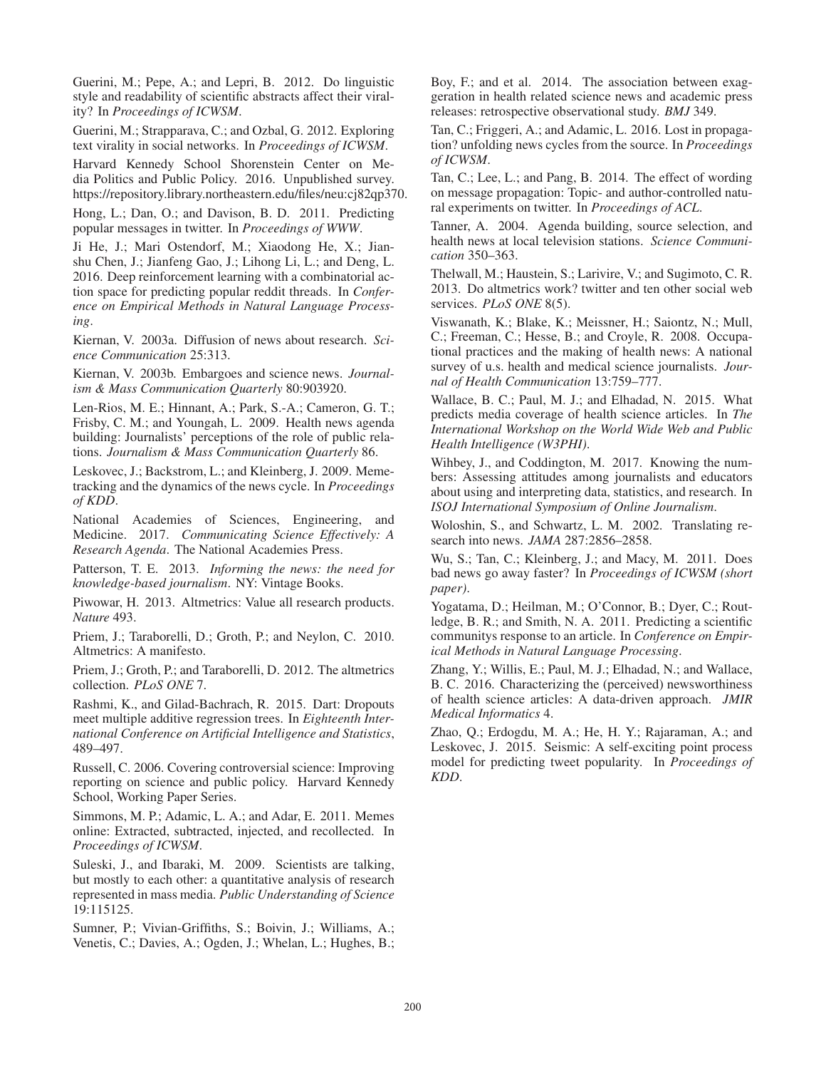Guerini, M.; Pepe, A.; and Lepri, B. 2012. Do linguistic style and readability of scientific abstracts affect their virality? In *Proceedings of ICWSM*.

Guerini, M.; Strapparava, C.; and Ozbal, G. 2012. Exploring text virality in social networks. In *Proceedings of ICWSM*.

Harvard Kennedy School Shorenstein Center on Media Politics and Public Policy. 2016. Unpublished survey. https://repository.library.northeastern.edu/files/neu:cj82qp370.

Hong, L.; Dan, O.; and Davison, B. D. 2011. Predicting popular messages in twitter. In *Proceedings of WWW*.

Ji He, J.; Mari Ostendorf, M.; Xiaodong He, X.; Jianshu Chen, J.; Jianfeng Gao, J.; Lihong Li, L.; and Deng, L. 2016. Deep reinforcement learning with a combinatorial action space for predicting popular reddit threads. In *Conference on Empirical Methods in Natural Language Processing*.

Kiernan, V. 2003a. Diffusion of news about research. *Science Communication* 25:313.

Kiernan, V. 2003b. Embargoes and science news. *Journalism & Mass Communication Quarterly* 80:903920.

Len-Rios, M. E.; Hinnant, A.; Park, S.-A.; Cameron, G. T.; Frisby, C. M.; and Youngah, L. 2009. Health news agenda building: Journalists' perceptions of the role of public relations. *Journalism & Mass Communication Quarterly* 86.

Leskovec, J.; Backstrom, L.; and Kleinberg, J. 2009. Memetracking and the dynamics of the news cycle. In *Proceedings of KDD*.

National Academies of Sciences, Engineering, and Medicine. 2017. *Communicating Science Effectively: A Research Agenda*. The National Academies Press.

Patterson, T. E. 2013. *Informing the news: the need for knowledge-based journalism*. NY: Vintage Books.

Piwowar, H. 2013. Altmetrics: Value all research products. *Nature* 493.

Priem, J.; Taraborelli, D.; Groth, P.; and Neylon, C. 2010. Altmetrics: A manifesto.

Priem, J.; Groth, P.; and Taraborelli, D. 2012. The altmetrics collection. *PLoS ONE* 7.

Rashmi, K., and Gilad-Bachrach, R. 2015. Dart: Dropouts meet multiple additive regression trees. In *Eighteenth International Conference on Artificial Intelligence and Statistics*, 489–497.

Russell, C. 2006. Covering controversial science: Improving reporting on science and public policy. Harvard Kennedy School, Working Paper Series.

Simmons, M. P.; Adamic, L. A.; and Adar, E. 2011. Memes online: Extracted, subtracted, injected, and recollected. In *Proceedings of ICWSM*.

Suleski, J., and Ibaraki, M. 2009. Scientists are talking, but mostly to each other: a quantitative analysis of research represented in mass media. *Public Understanding of Science* 19:115125.

Sumner, P.; Vivian-Griffiths, S.; Boivin, J.; Williams, A.; Venetis, C.; Davies, A.; Ogden, J.; Whelan, L.; Hughes, B.; Boy, F.; and et al. 2014. The association between exaggeration in health related science news and academic press releases: retrospective observational study. *BMJ* 349.

Tan, C.; Friggeri, A.; and Adamic, L. 2016. Lost in propagation? unfolding news cycles from the source. In *Proceedings of ICWSM*.

Tan, C.; Lee, L.; and Pang, B. 2014. The effect of wording on message propagation: Topic- and author-controlled natural experiments on twitter. In *Proceedings of ACL*.

Tanner, A. 2004. Agenda building, source selection, and health news at local television stations. *Science Communication* 350–363.

Thelwall, M.; Haustein, S.; Larivire, V.; and Sugimoto, C. R. 2013. Do altmetrics work? twitter and ten other social web services. *PLoS ONE* 8(5).

Viswanath, K.; Blake, K.; Meissner, H.; Saiontz, N.; Mull, C.; Freeman, C.; Hesse, B.; and Croyle, R. 2008. Occupational practices and the making of health news: A national survey of u.s. health and medical science journalists. *Journal of Health Communication* 13:759–777.

Wallace, B. C.; Paul, M. J.; and Elhadad, N. 2015. What predicts media coverage of health science articles. In *The International Workshop on the World Wide Web and Public Health Intelligence (W3PHI)*.

Wihbey, J., and Coddington, M. 2017. Knowing the numbers: Assessing attitudes among journalists and educators about using and interpreting data, statistics, and research. In *ISOJ International Symposium of Online Journalism*.

Woloshin, S., and Schwartz, L. M. 2002. Translating research into news. *JAMA* 287:2856–2858.

Wu, S.; Tan, C.; Kleinberg, J.; and Macy, M. 2011. Does bad news go away faster? In *Proceedings of ICWSM (short paper)*.

Yogatama, D.; Heilman, M.; O'Connor, B.; Dyer, C.; Routledge, B. R.; and Smith, N. A. 2011. Predicting a scientific communitys response to an article. In *Conference on Empirical Methods in Natural Language Processing*.

Zhang, Y.; Willis, E.; Paul, M. J.; Elhadad, N.; and Wallace, B. C. 2016. Characterizing the (perceived) newsworthiness of health science articles: A data-driven approach. *JMIR Medical Informatics* 4.

Zhao, Q.; Erdogdu, M. A.; He, H. Y.; Rajaraman, A.; and Leskovec, J. 2015. Seismic: A self-exciting point process model for predicting tweet popularity. In *Proceedings of KDD*.